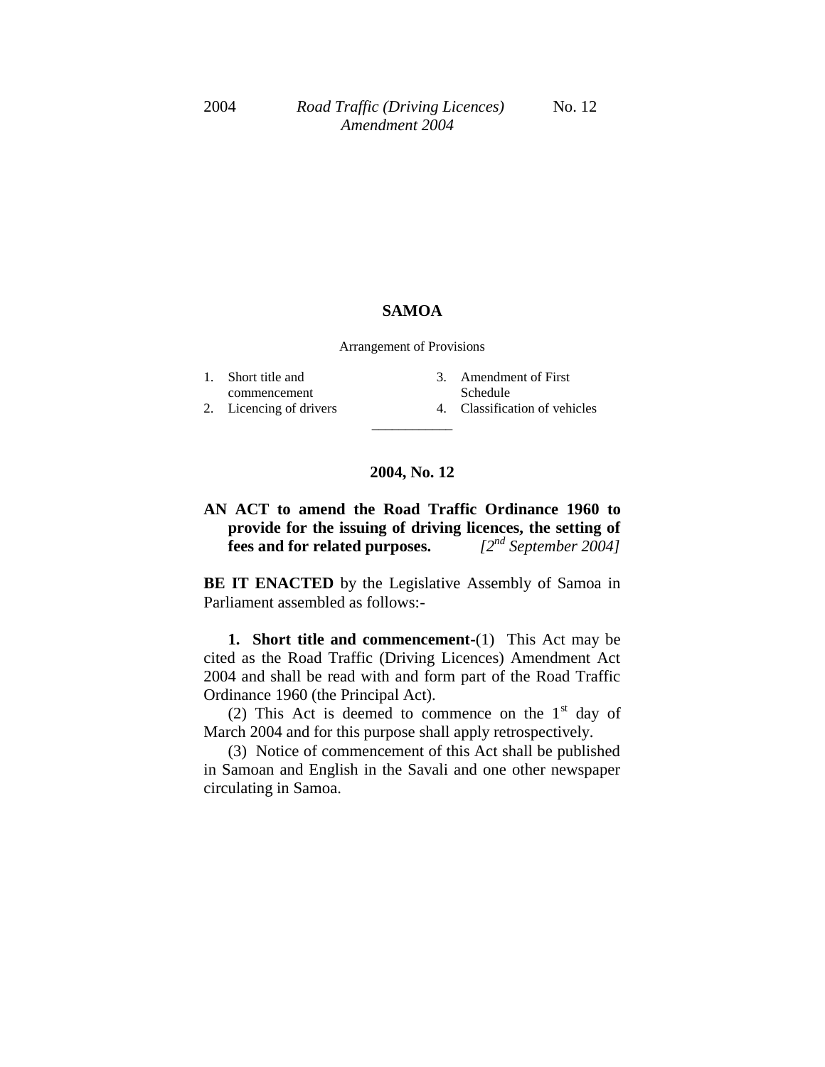# SAMOA

Arrangement of Provisions

1. Short title and commencement
2. Licencing of drivers
3. Amendment of First Schedule
4. Classification of vehicles

---

## 2004, No. 12

**AN ACT to amend the Road Traffic Ordinance 1960 to provide for the issuing of driving licences, the setting of fees and for related purposes.** *[2nd September 2004]*

**BE IT ENACTED** by the Legislative Assembly of Samoa in Parliament assembled as follows:-

**1. Short title and commencement**-(1) This Act may be cited as the Road Traffic (Driving Licences) Amendment Act 2004 and shall be read with and form part of the Road Traffic Ordinance 1960 (the Principal Act).

(2) This Act is deemed to commence on the 1st day of March 2004 and for this purpose shall apply retrospectively.

(3) Notice of commencement of this Act shall be published in Samoan and English in the Savali and one other newspaper circulating in Samoa.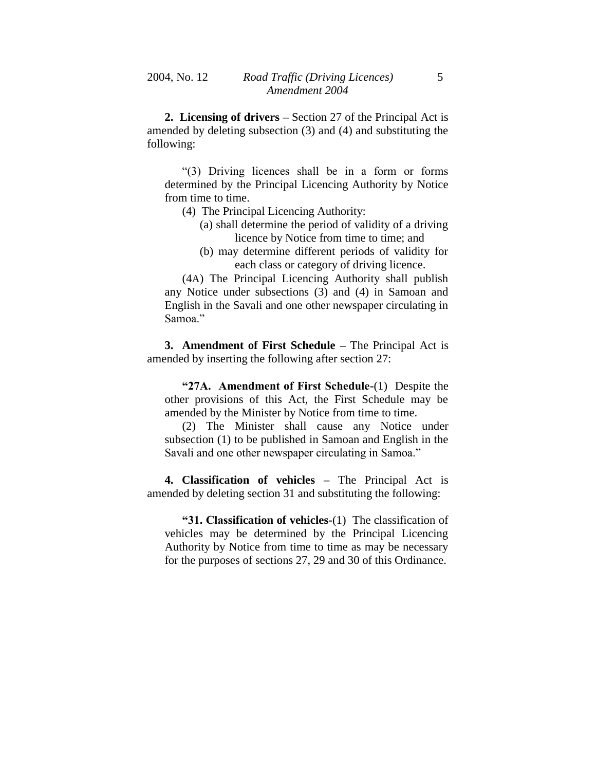**2. Licensing of drivers –** Section 27 of the Principal Act is amended by deleting subsection (3) and (4) and substituting the following:

> "(3) Driving licences shall be in a form or forms determined by the Principal Licencing Authority by Notice from time to time.
>
> (4) The Principal Licencing Authority:
>
> (a) shall determine the period of validity of a driving licence by Notice from time to time; and
>
> (b) may determine different periods of validity for each class or category of driving licence.
>
> (4A) The Principal Licencing Authority shall publish any Notice under subsections (3) and (4) in Samoan and English in the Savali and one other newspaper circulating in Samoa."

**3. Amendment of First Schedule –** The Principal Act is amended by inserting the following after section 27:

> **"27A. Amendment of First Schedule**-(1) Despite the other provisions of this Act, the First Schedule may be amended by the Minister by Notice from time to time.
>
> (2) The Minister shall cause any Notice under subsection (1) to be published in Samoan and English in the Savali and one other newspaper circulating in Samoa."

**4. Classification of vehicles –** The Principal Act is amended by deleting section 31 and substituting the following:

> **"31. Classification of vehicles**-(1) The classification of vehicles may be determined by the Principal Licencing Authority by Notice from time to time as may be necessary for the purposes of sections 27, 29 and 30 of this Ordinance.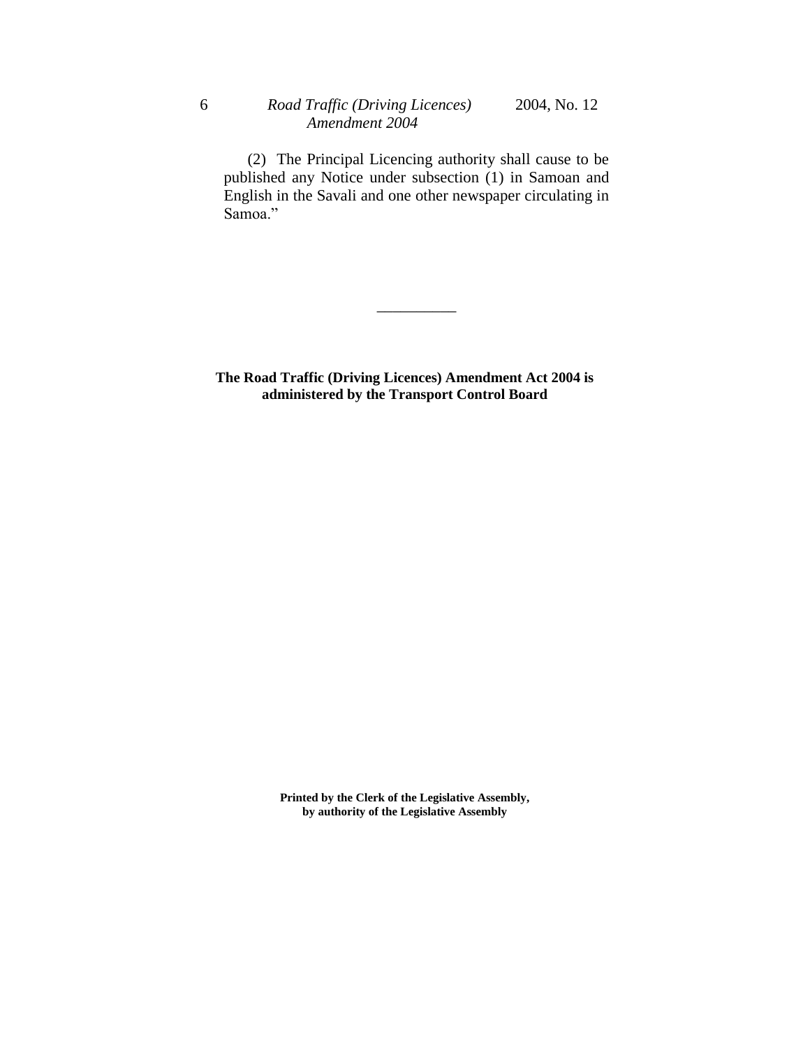(2) The Principal Licencing authority shall cause to be published any Notice under subsection (1) in Samoan and English in the Savali and one other newspaper circulating in Samoa."

---

**The Road Traffic (Driving Licences) Amendment Act 2004 is administered by the Transport Control Board**

**Printed by the Clerk of the Legislative Assembly, by authority of the Legislative Assembly**